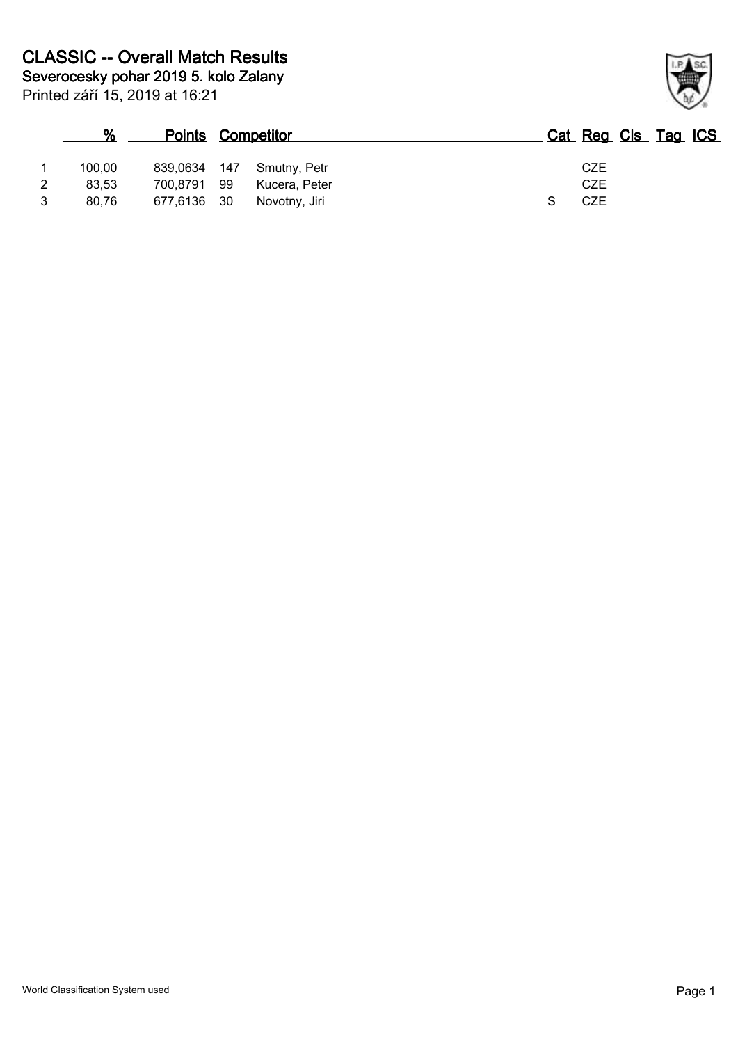# CLASSIC -- Overall Match Results

## Severocesky pohar 2019 5. kolo Zalany

Printed září 15, 2019 at 16:21

| | % | Points | | Competitor | Cat | Reg | Cls | Tag | ICS |
|---|---|---|---|---|---|---|---|---|---|
| 1 | 100,00 | 839,0634 | 147 | Smutny, Petr | | CZE | | | |
| 2 | 83,53 | 700,8791 | 99 | Kucera, Peter | | CZE | | | |
| 3 | 80,76 | 677,6136 | 30 | Novotny, Jiri | S | CZE | | | |

World Classification System used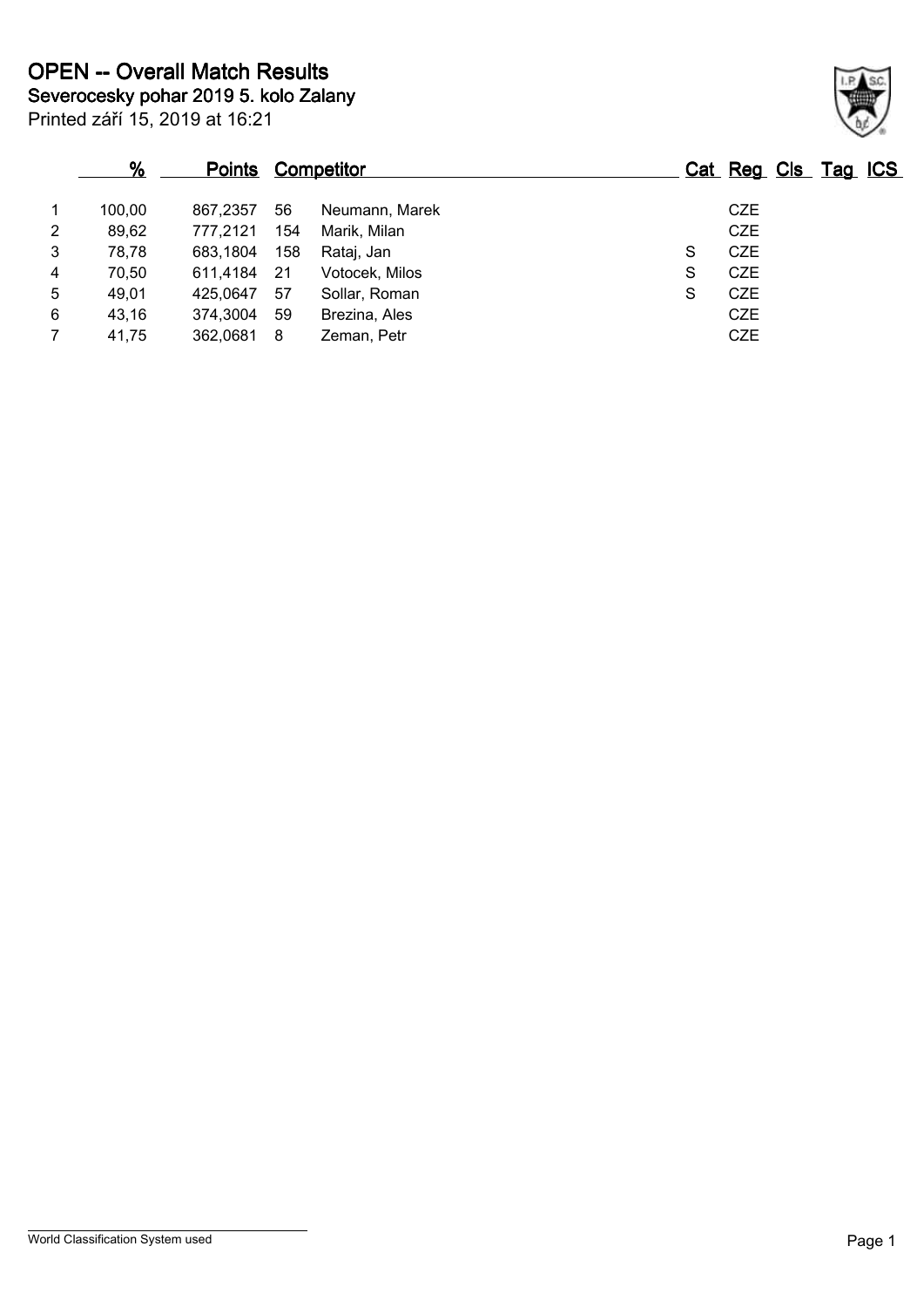# OPEN -- Overall Match Results

## Severocesky pohar 2019 5. kolo Zalany

Printed září 15, 2019 at 16:21

|  | % | Points | Competitor |  | Cat | Reg | Cls | Tag | ICS |
|---|---|---|---|---|---|---|---|---|---|
| 1 | 100,00 | 867,2357 | 56 | Neumann, Marek |  | CZE |  |  |  |
| 2 | 89,62 | 777,2121 | 154 | Marik, Milan |  | CZE |  |  |  |
| 3 | 78,78 | 683,1804 | 158 | Rataj, Jan | S | CZE |  |  |  |
| 4 | 70,50 | 611,4184 | 21 | Votocek, Milos | S | CZE |  |  |  |
| 5 | 49,01 | 425,0647 | 57 | Sollar, Roman | S | CZE |  |  |  |
| 6 | 43,16 | 374,3004 | 59 | Brezina, Ales |  | CZE |  |  |  |
| 7 | 41,75 | 362,0681 | 8 | Zeman, Petr |  | CZE |  |  |  |

World Classification System used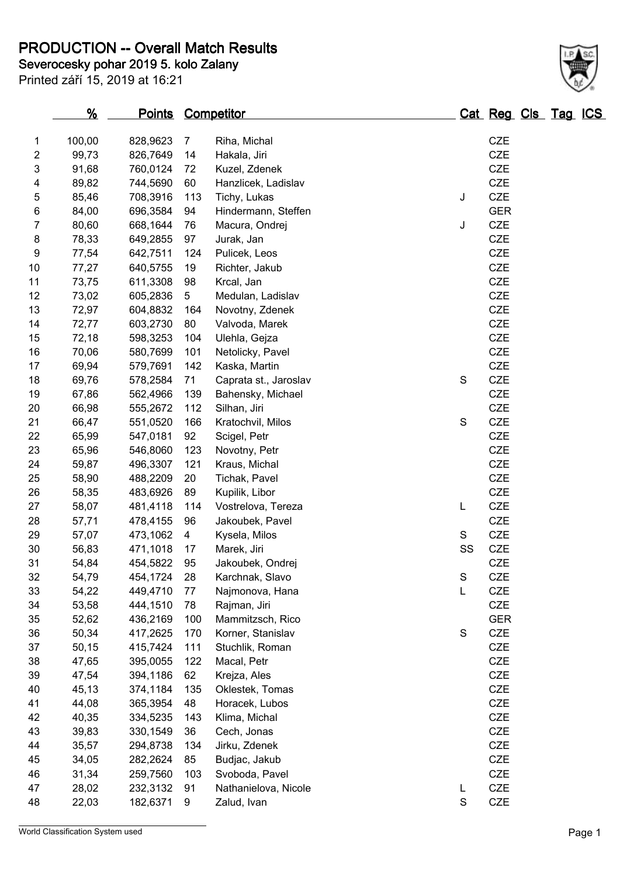# PRODUCTION -- Overall Match Results

## Severocesky pohar 2019 5. kolo Zalany

Printed září 15, 2019 at 16:21

| | % | Points | Competitor | | Cat | Reg | Cls | Tag | ICS |
|---|---|---|---|---|---|---|---|---|---|
| 1 | 100,00 | 828,9623 | 7 | Riha, Michal | | CZE | | | |
| 2 | 99,73 | 826,7649 | 14 | Hakala, Jiri | | CZE | | | |
| 3 | 91,68 | 760,0124 | 72 | Kuzel, Zdenek | | CZE | | | |
| 4 | 89,82 | 744,5690 | 60 | Hanzlicek, Ladislav | | CZE | | | |
| 5 | 85,46 | 708,3916 | 113 | Tichy, Lukas | J | CZE | | | |
| 6 | 84,00 | 696,3584 | 94 | Hindermann, Steffen | | GER | | | |
| 7 | 80,60 | 668,1644 | 76 | Macura, Ondrej | J | CZE | | | |
| 8 | 78,33 | 649,2855 | 97 | Jurak, Jan | | CZE | | | |
| 9 | 77,54 | 642,7511 | 124 | Pulicek, Leos | | CZE | | | |
| 10 | 77,27 | 640,5755 | 19 | Richter, Jakub | | CZE | | | |
| 11 | 73,75 | 611,3308 | 98 | Krcal, Jan | | CZE | | | |
| 12 | 73,02 | 605,2836 | 5 | Medulan, Ladislav | | CZE | | | |
| 13 | 72,97 | 604,8832 | 164 | Novotny, Zdenek | | CZE | | | |
| 14 | 72,77 | 603,2730 | 80 | Valvoda, Marek | | CZE | | | |
| 15 | 72,18 | 598,3253 | 104 | Ulehla, Gejza | | CZE | | | |
| 16 | 70,06 | 580,7699 | 101 | Netolicky, Pavel | | CZE | | | |
| 17 | 69,94 | 579,7691 | 142 | Kaska, Martin | | CZE | | | |
| 18 | 69,76 | 578,2584 | 71 | Caprata st., Jaroslav | S | CZE | | | |
| 19 | 67,86 | 562,4966 | 139 | Bahensky, Michael | | CZE | | | |
| 20 | 66,98 | 555,2672 | 112 | Silhan, Jiri | | CZE | | | |
| 21 | 66,47 | 551,0520 | 166 | Kratochvil, Milos | S | CZE | | | |
| 22 | 65,99 | 547,0181 | 92 | Scigel, Petr | | CZE | | | |
| 23 | 65,96 | 546,8060 | 123 | Novotny, Petr | | CZE | | | |
| 24 | 59,87 | 496,3307 | 121 | Kraus, Michal | | CZE | | | |
| 25 | 58,90 | 488,2209 | 20 | Tichak, Pavel | | CZE | | | |
| 26 | 58,35 | 483,6926 | 89 | Kupilik, Libor | | CZE | | | |
| 27 | 58,07 | 481,4118 | 114 | Vostrelova, Tereza | L | CZE | | | |
| 28 | 57,71 | 478,4155 | 96 | Jakoubek, Pavel | | CZE | | | |
| 29 | 57,07 | 473,1062 | 4 | Kysela, Milos | S | CZE | | | |
| 30 | 56,83 | 471,1018 | 17 | Marek, Jiri | SS | CZE | | | |
| 31 | 54,84 | 454,5822 | 95 | Jakoubek, Ondrej | | CZE | | | |
| 32 | 54,79 | 454,1724 | 28 | Karchnak, Slavo | S | CZE | | | |
| 33 | 54,22 | 449,4710 | 77 | Najmonova, Hana | L | CZE | | | |
| 34 | 53,58 | 444,1510 | 78 | Rajman, Jiri | | CZE | | | |
| 35 | 52,62 | 436,2169 | 100 | Mammitzsch, Rico | | GER | | | |
| 36 | 50,34 | 417,2625 | 170 | Korner, Stanislav | S | CZE | | | |
| 37 | 50,15 | 415,7424 | 111 | Stuchlik, Roman | | CZE | | | |
| 38 | 47,65 | 395,0055 | 122 | Macal, Petr | | CZE | | | |
| 39 | 47,54 | 394,1186 | 62 | Krejza, Ales | | CZE | | | |
| 40 | 45,13 | 374,1184 | 135 | Oklestek, Tomas | | CZE | | | |
| 41 | 44,08 | 365,3954 | 48 | Horacek, Lubos | | CZE | | | |
| 42 | 40,35 | 334,5235 | 143 | Klima, Michal | | CZE | | | |
| 43 | 39,83 | 330,1549 | 36 | Cech, Jonas | | CZE | | | |
| 44 | 35,57 | 294,8738 | 134 | Jirku, Zdenek | | CZE | | | |
| 45 | 34,05 | 282,2624 | 85 | Budjac, Jakub | | CZE | | | |
| 46 | 31,34 | 259,7560 | 103 | Svoboda, Pavel | | CZE | | | |
| 47 | 28,02 | 232,3132 | 91 | Nathanielova, Nicole | L | CZE | | | |
| 48 | 22,03 | 182,6371 | 9 | Zalud, Ivan | S | CZE | | | |

World Classification System used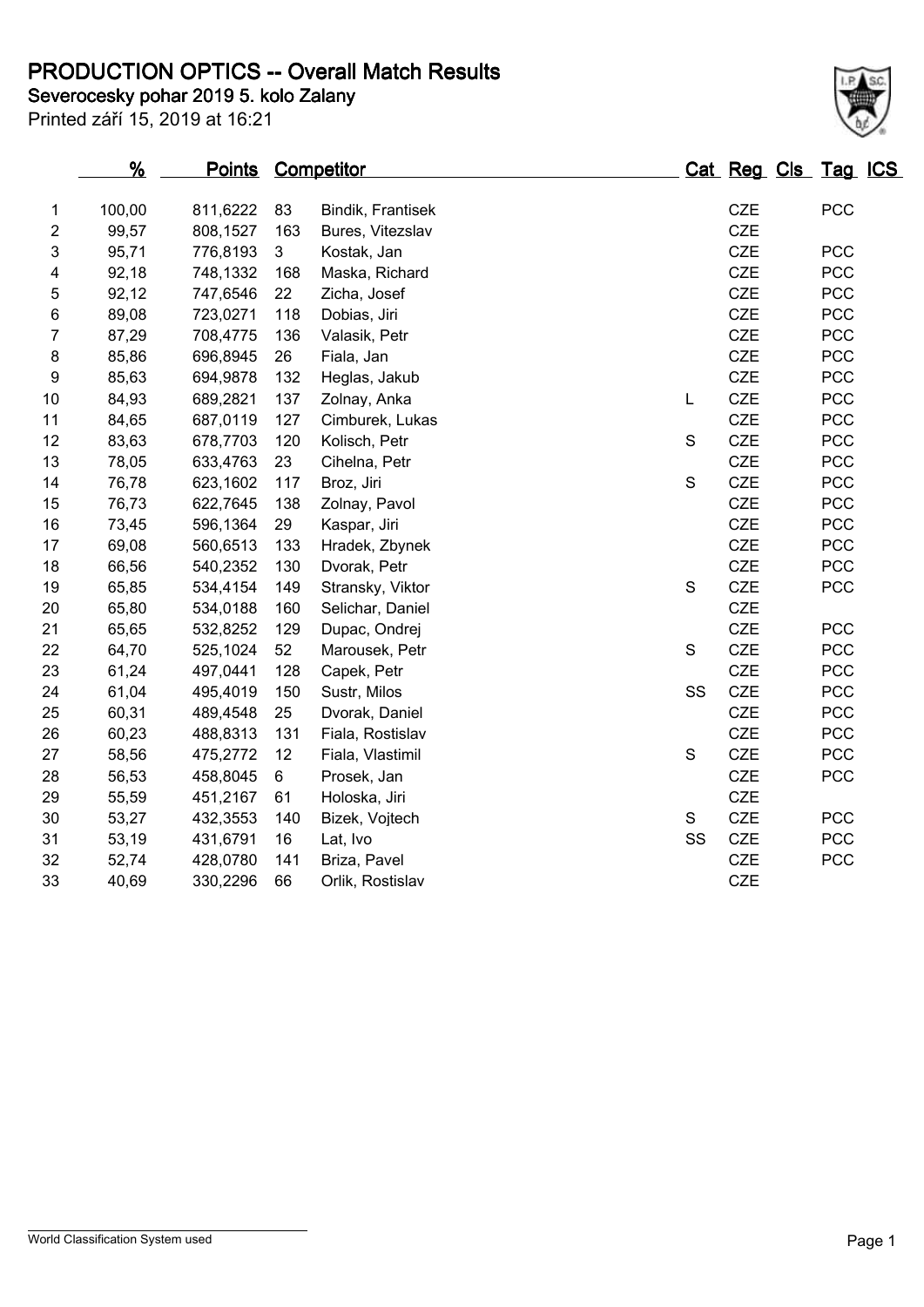# PRODUCTION OPTICS -- Overall Match Results

**Severocesky pohar 2019 5. kolo Zalany**

Printed září 15, 2019 at 16:21

| | % | Points | Competitor | | Cat | Reg | Cls | Tag | ICS |
|---|---|---|---|---|---|---|---|---|---|
| 1 | 100,00 | 811,6222 | 83 | Bindik, Frantisek | | CZE | | PCC | |
| 2 | 99,57 | 808,1527 | 163 | Bures, Vitezslav | | CZE | | | |
| 3 | 95,71 | 776,8193 | 3 | Kostak, Jan | | CZE | | PCC | |
| 4 | 92,18 | 748,1332 | 168 | Maska, Richard | | CZE | | PCC | |
| 5 | 92,12 | 747,6546 | 22 | Zicha, Josef | | CZE | | PCC | |
| 6 | 89,08 | 723,0271 | 118 | Dobias, Jiri | | CZE | | PCC | |
| 7 | 87,29 | 708,4775 | 136 | Valasik, Petr | | CZE | | PCC | |
| 8 | 85,86 | 696,8945 | 26 | Fiala, Jan | | CZE | | PCC | |
| 9 | 85,63 | 694,9878 | 132 | Heglas, Jakub | | CZE | | PCC | |
| 10 | 84,93 | 689,2821 | 137 | Zolnay, Anka | L | CZE | | PCC | |
| 11 | 84,65 | 687,0119 | 127 | Cimburek, Lukas | | CZE | | PCC | |
| 12 | 83,63 | 678,7703 | 120 | Kolisch, Petr | S | CZE | | PCC | |
| 13 | 78,05 | 633,4763 | 23 | Cihelna, Petr | | CZE | | PCC | |
| 14 | 76,78 | 623,1602 | 117 | Broz, Jiri | S | CZE | | PCC | |
| 15 | 76,73 | 622,7645 | 138 | Zolnay, Pavol | | CZE | | PCC | |
| 16 | 73,45 | 596,1364 | 29 | Kaspar, Jiri | | CZE | | PCC | |
| 17 | 69,08 | 560,6513 | 133 | Hradek, Zbynek | | CZE | | PCC | |
| 18 | 66,56 | 540,2352 | 130 | Dvorak, Petr | | CZE | | PCC | |
| 19 | 65,85 | 534,4154 | 149 | Stransky, Viktor | S | CZE | | PCC | |
| 20 | 65,80 | 534,0188 | 160 | Selichar, Daniel | | CZE | | | |
| 21 | 65,65 | 532,8252 | 129 | Dupac, Ondrej | | CZE | | PCC | |
| 22 | 64,70 | 525,1024 | 52 | Marousek, Petr | S | CZE | | PCC | |
| 23 | 61,24 | 497,0441 | 128 | Capek, Petr | | CZE | | PCC | |
| 24 | 61,04 | 495,4019 | 150 | Sustr, Milos | SS | CZE | | PCC | |
| 25 | 60,31 | 489,4548 | 25 | Dvorak, Daniel | | CZE | | PCC | |
| 26 | 60,23 | 488,8313 | 131 | Fiala, Rostislav | | CZE | | PCC | |
| 27 | 58,56 | 475,2772 | 12 | Fiala, Vlastimil | S | CZE | | PCC | |
| 28 | 56,53 | 458,8045 | 6 | Prosek, Jan | | CZE | | PCC | |
| 29 | 55,59 | 451,2167 | 61 | Holoska, Jiri | | CZE | | | |
| 30 | 53,27 | 432,3553 | 140 | Bizek, Vojtech | S | CZE | | PCC | |
| 31 | 53,19 | 431,6791 | 16 | Lat, Ivo | SS | CZE | | PCC | |
| 32 | 52,74 | 428,0780 | 141 | Briza, Pavel | | CZE | | PCC | |
| 33 | 40,69 | 330,2296 | 66 | Orlik, Rostislav | | CZE | | | |

World Classification System used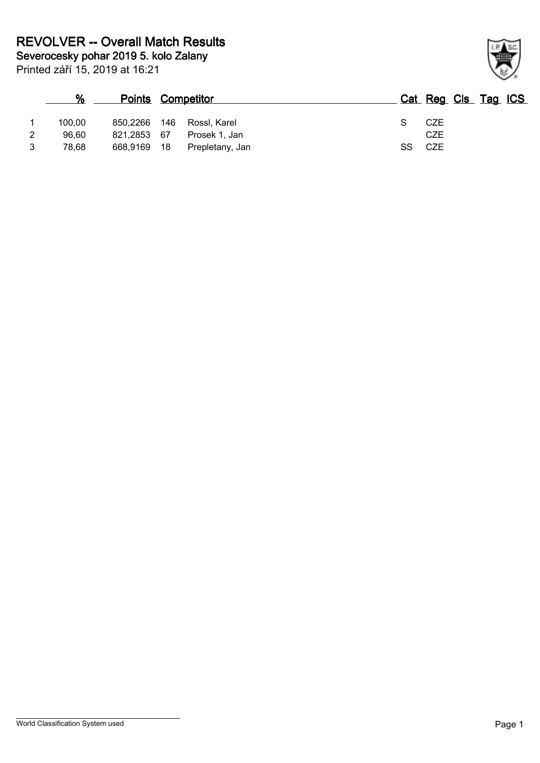# REVOLVER -- Overall Match Results

## Severocesky pohar 2019 5. kolo Zalany

Printed září 15, 2019 at 16:21

| | % | Points | | Competitor | Cat | Reg | Cls | Tag | ICS |
|---|---|---|---|---|---|---|---|---|---|
| 1 | 100,00 | 850,2266 | 146 | Rossl, Karel | S | CZE | | | |
| 2 | 96,60 | 821,2853 | 67 | Prosek 1, Jan | | CZE | | | |
| 3 | 78,68 | 668,9169 | 18 | Prepletany, Jan | SS | CZE | | | |

World Classification System used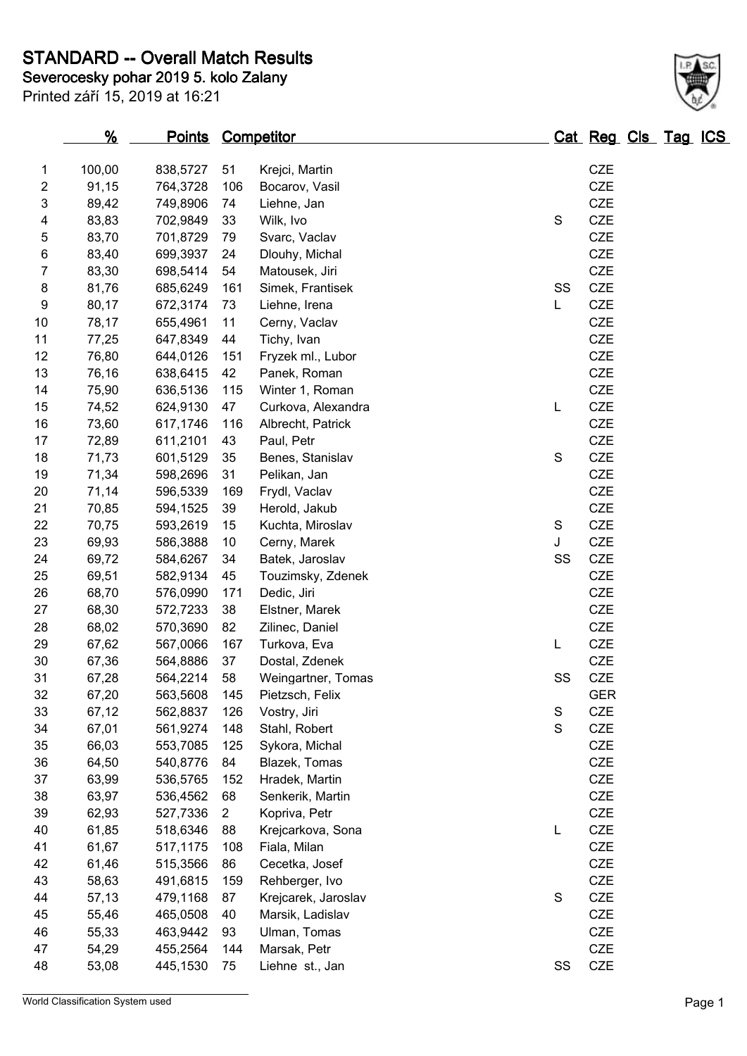# STANDARD -- Overall Match Results

## Severocesky pohar 2019 5. kolo Zalany

Printed září 15, 2019 at 16:21

| | % | Points | Competitor | | Cat | Reg | Cls | Tag | ICS |
|---|---|---|---|---|---|---|---|---|---|
| 1 | 100,00 | 838,5727 | 51 | Krejci, Martin | | CZE | | | |
| 2 | 91,15 | 764,3728 | 106 | Bocarov, Vasil | | CZE | | | |
| 3 | 89,42 | 749,8906 | 74 | Liehne, Jan | | CZE | | | |
| 4 | 83,83 | 702,9849 | 33 | Wilk, Ivo | S | CZE | | | |
| 5 | 83,70 | 701,8729 | 79 | Svarc, Vaclav | | CZE | | | |
| 6 | 83,40 | 699,3937 | 24 | Dlouhy, Michal | | CZE | | | |
| 7 | 83,30 | 698,5414 | 54 | Matousek, Jiri | | CZE | | | |
| 8 | 81,76 | 685,6249 | 161 | Simek, Frantisek | SS | CZE | | | |
| 9 | 80,17 | 672,3174 | 73 | Liehne, Irena | L | CZE | | | |
| 10 | 78,17 | 655,4961 | 11 | Cerny, Vaclav | | CZE | | | |
| 11 | 77,25 | 647,8349 | 44 | Tichy, Ivan | | CZE | | | |
| 12 | 76,80 | 644,0126 | 151 | Fryzek ml., Lubor | | CZE | | | |
| 13 | 76,16 | 638,6415 | 42 | Panek, Roman | | CZE | | | |
| 14 | 75,90 | 636,5136 | 115 | Winter 1, Roman | | CZE | | | |
| 15 | 74,52 | 624,9130 | 47 | Curkova, Alexandra | L | CZE | | | |
| 16 | 73,60 | 617,1746 | 116 | Albrecht, Patrick | | CZE | | | |
| 17 | 72,89 | 611,2101 | 43 | Paul, Petr | | CZE | | | |
| 18 | 71,73 | 601,5129 | 35 | Benes, Stanislav | S | CZE | | | |
| 19 | 71,34 | 598,2696 | 31 | Pelikan, Jan | | CZE | | | |
| 20 | 71,14 | 596,5339 | 169 | Frydl, Vaclav | | CZE | | | |
| 21 | 70,85 | 594,1525 | 39 | Herold, Jakub | | CZE | | | |
| 22 | 70,75 | 593,2619 | 15 | Kuchta, Miroslav | S | CZE | | | |
| 23 | 69,93 | 586,3888 | 10 | Cerny, Marek | J | CZE | | | |
| 24 | 69,72 | 584,6267 | 34 | Batek, Jaroslav | SS | CZE | | | |
| 25 | 69,51 | 582,9134 | 45 | Touzimsky, Zdenek | | CZE | | | |
| 26 | 68,70 | 576,0990 | 171 | Dedic, Jiri | | CZE | | | |
| 27 | 68,30 | 572,7233 | 38 | Elstner, Marek | | CZE | | | |
| 28 | 68,02 | 570,3690 | 82 | Zilinec, Daniel | | CZE | | | |
| 29 | 67,62 | 567,0066 | 167 | Turkova, Eva | L | CZE | | | |
| 30 | 67,36 | 564,8886 | 37 | Dostal, Zdenek | | CZE | | | |
| 31 | 67,28 | 564,2214 | 58 | Weingartner, Tomas | SS | CZE | | | |
| 32 | 67,20 | 563,5608 | 145 | Pietzsch, Felix | | GER | | | |
| 33 | 67,12 | 562,8837 | 126 | Vostry, Jiri | S | CZE | | | |
| 34 | 67,01 | 561,9274 | 148 | Stahl, Robert | S | CZE | | | |
| 35 | 66,03 | 553,7085 | 125 | Sykora, Michal | | CZE | | | |
| 36 | 64,50 | 540,8776 | 84 | Blazek, Tomas | | CZE | | | |
| 37 | 63,99 | 536,5765 | 152 | Hradek, Martin | | CZE | | | |
| 38 | 63,97 | 536,4562 | 68 | Senkerik, Martin | | CZE | | | |
| 39 | 62,93 | 527,7336 | 2 | Kopriva, Petr | | CZE | | | |
| 40 | 61,85 | 518,6346 | 88 | Krejcarkova, Sona | L | CZE | | | |
| 41 | 61,67 | 517,1175 | 108 | Fiala, Milan | | CZE | | | |
| 42 | 61,46 | 515,3566 | 86 | Cecetka, Josef | | CZE | | | |
| 43 | 58,63 | 491,6815 | 159 | Rehberger, Ivo | | CZE | | | |
| 44 | 57,13 | 479,1168 | 87 | Krejcarek, Jaroslav | S | CZE | | | |
| 45 | 55,46 | 465,0508 | 40 | Marsik, Ladislav | | CZE | | | |
| 46 | 55,33 | 463,9442 | 93 | Ulman, Tomas | | CZE | | | |
| 47 | 54,29 | 455,2564 | 144 | Marsak, Petr | | CZE | | | |
| 48 | 53,08 | 445,1530 | 75 | Liehne st., Jan | SS | CZE | | | |

World Classification System used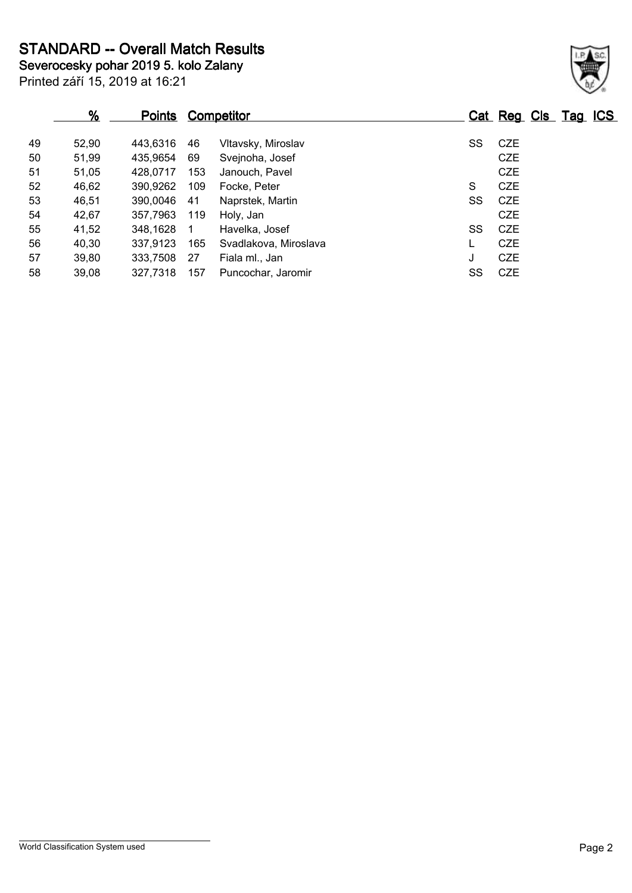# STANDARD -- Overall Match Results

## Severocesky pohar 2019 5. kolo Zalany

Printed září 15, 2019 at 16:21

| | % | Points | Competitor | | Cat | Reg | Cls | Tag | ICS |
|---|---|---|---|---|---|---|---|---|---|
| 49 | 52,90 | 443,6316 | 46 | Vltavsky, Miroslav | SS | CZE | | | |
| 50 | 51,99 | 435,9654 | 69 | Svejnoha, Josef | | CZE | | | |
| 51 | 51,05 | 428,0717 | 153 | Janouch, Pavel | | CZE | | | |
| 52 | 46,62 | 390,9262 | 109 | Focke, Peter | S | CZE | | | |
| 53 | 46,51 | 390,0046 | 41 | Naprstek, Martin | SS | CZE | | | |
| 54 | 42,67 | 357,7963 | 119 | Holy, Jan | | CZE | | | |
| 55 | 41,52 | 348,1628 | 1 | Havelka, Josef | SS | CZE | | | |
| 56 | 40,30 | 337,9123 | 165 | Svadlakova, Miroslava | L | CZE | | | |
| 57 | 39,80 | 333,7508 | 27 | Fiala ml., Jan | J | CZE | | | |
| 58 | 39,08 | 327,7318 | 157 | Puncochar, Jaromir | SS | CZE | | | |

World Classification System used